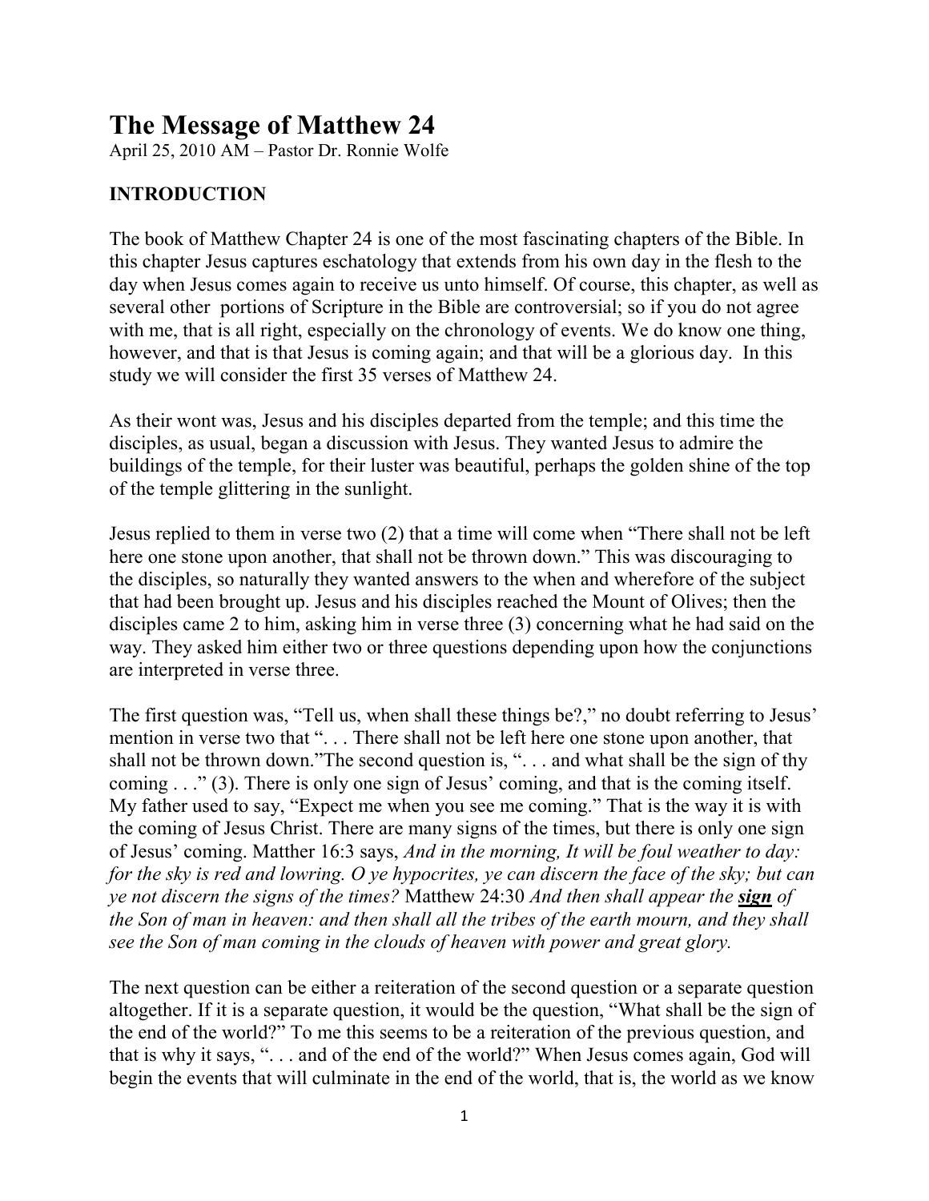# The Message of Matthew 24

April 25, 2010 AM – Pastor Dr. Ronnie Wolfe

## INTRODUCTION

The book of Matthew Chapter 24 is one of the most fascinating chapters of the Bible. In this chapter Jesus captures eschatology that extends from his own day in the flesh to the day when Jesus comes again to receive us unto himself. Of course, this chapter, as well as several other portions of Scripture in the Bible are controversial; so if you do not agree with me, that is all right, especially on the chronology of events. We do know one thing, however, and that is that Jesus is coming again; and that will be a glorious day. In this study we will consider the first 35 verses of Matthew 24.

As their wont was, Jesus and his disciples departed from the temple; and this time the disciples, as usual, began a discussion with Jesus. They wanted Jesus to admire the buildings of the temple, for their luster was beautiful, perhaps the golden shine of the top of the temple glittering in the sunlight.

Jesus replied to them in verse two (2) that a time will come when "There shall not be left here one stone upon another, that shall not be thrown down." This was discouraging to the disciples, so naturally they wanted answers to the when and wherefore of the subject that had been brought up. Jesus and his disciples reached the Mount of Olives; then the disciples came 2 to him, asking him in verse three (3) concerning what he had said on the way. They asked him either two or three questions depending upon how the conjunctions are interpreted in verse three.

The first question was, "Tell us, when shall these things be?," no doubt referring to Jesus' mention in verse two that ". . . There shall not be left here one stone upon another, that shall not be thrown down."The second question is, ". . . and what shall be the sign of thy coming . . ." (3). There is only one sign of Jesus' coming, and that is the coming itself. My father used to say, "Expect me when you see me coming." That is the way it is with the coming of Jesus Christ. There are many signs of the times, but there is only one sign of Jesus' coming. Matthew 16:3 says, *And in the morning, It will be foul weather to day: for the sky is red and lowring. O ye hypocrites, ye can discern the face of the sky; but can ye not discern the signs of the times?* Matthew 24:30 *And then shall appear the* ***<u>sign</u>*** *of the Son of man in heaven: and then shall all the tribes of the earth mourn, and they shall see the Son of man coming in the clouds of heaven with power and great glory.*

The next question can be either a reiteration of the second question or a separate question altogether. If it is a separate question, it would be the question, "What shall be the sign of the end of the world?" To me this seems to be a reiteration of the previous question, and that is why it says, ". . . and of the end of the world?" When Jesus comes again, God will begin the events that will culminate in the end of the world, that is, the world as we know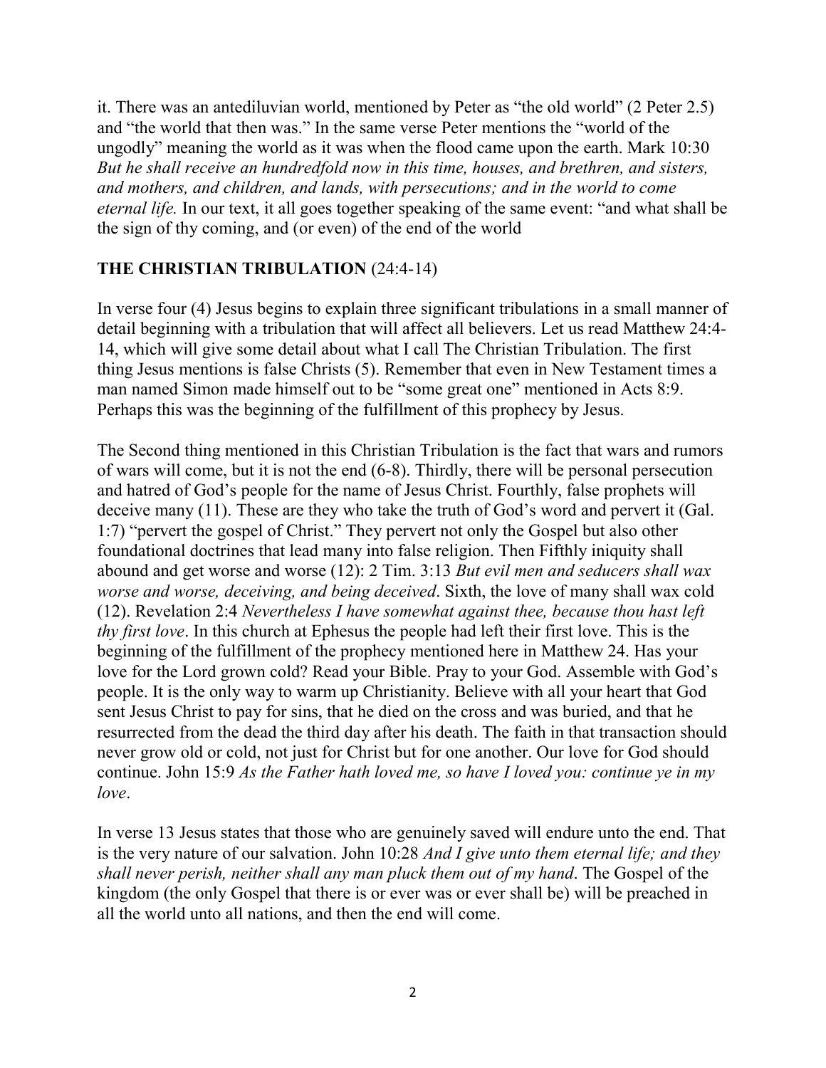it. There was an antediluvian world, mentioned by Peter as "the old world" (2 Peter 2.5) and "the world that then was." In the same verse Peter mentions the "world of the ungodly" meaning the world as it was when the flood came upon the earth. Mark 10:30 *But he shall receive an hundredfold now in this time, houses, and brethren, and sisters, and mothers, and children, and lands, with persecutions; and in the world to come eternal life.* In our text, it all goes together speaking of the same event: "and what shall be the sign of thy coming, and (or even) of the end of the world

## THE CHRISTIAN TRIBULATION (24:4-14)

In verse four (4) Jesus begins to explain three significant tribulations in a small manner of detail beginning with a tribulation that will affect all believers. Let us read Matthew 24:4-14, which will give some detail about what I call The Christian Tribulation. The first thing Jesus mentions is false Christs (5). Remember that even in New Testament times a man named Simon made himself out to be "some great one" mentioned in Acts 8:9. Perhaps this was the beginning of the fulfillment of this prophecy by Jesus.

The Second thing mentioned in this Christian Tribulation is the fact that wars and rumors of wars will come, but it is not the end (6-8). Thirdly, there will be personal persecution and hatred of God's people for the name of Jesus Christ. Fourthly, false prophets will deceive many (11). These are they who take the truth of God's word and pervert it (Gal. 1:7) "pervert the gospel of Christ." They pervert not only the Gospel but also other foundational doctrines that lead many into false religion. Then Fifthly iniquity shall abound and get worse and worse (12): 2 Tim. 3:13 *But evil men and seducers shall wax worse and worse, deceiving, and being deceived*. Sixth, the love of many shall wax cold (12). Revelation 2:4 *Nevertheless I have somewhat against thee, because thou hast left thy first love*. In this church at Ephesus the people had left their first love. This is the beginning of the fulfillment of the prophecy mentioned here in Matthew 24. Has your love for the Lord grown cold? Read your Bible. Pray to your God. Assemble with God's people. It is the only way to warm up Christianity. Believe with all your heart that God sent Jesus Christ to pay for sins, that he died on the cross and was buried, and that he resurrected from the dead the third day after his death. The faith in that transaction should never grow old or cold, not just for Christ but for one another. Our love for God should continue. John 15:9 *As the Father hath loved me, so have I loved you: continue ye in my love*.

In verse 13 Jesus states that those who are genuinely saved will endure unto the end. That is the very nature of our salvation. John 10:28 *And I give unto them eternal life; and they shall never perish, neither shall any man pluck them out of my hand*. The Gospel of the kingdom (the only Gospel that there is or ever was or ever shall be) will be preached in all the world unto all nations, and then the end will come.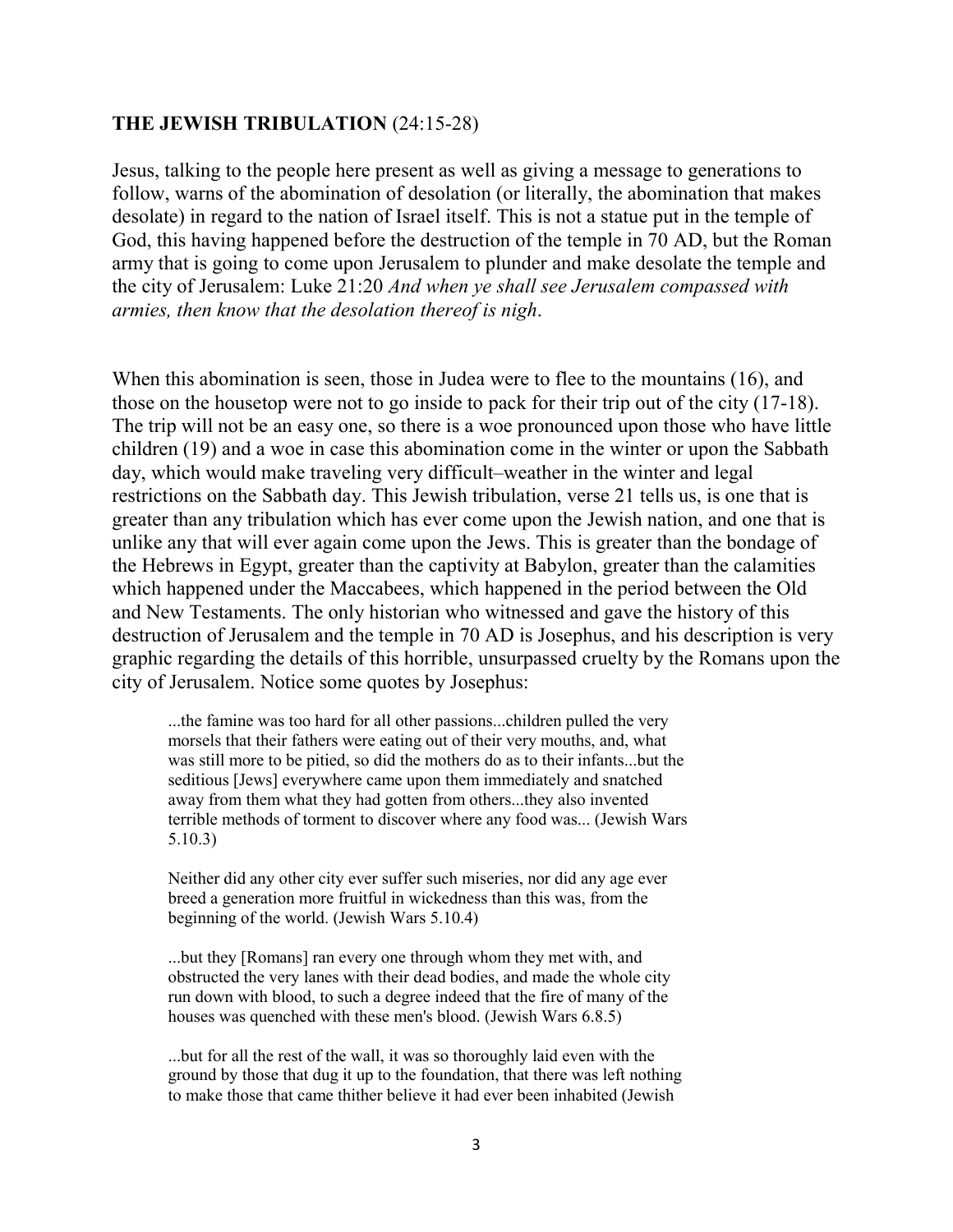**THE JEWISH TRIBULATION** (24:15-28)

Jesus, talking to the people here present as well as giving a message to generations to follow, warns of the abomination of desolation (or literally, the abomination that makes desolate) in regard to the nation of Israel itself. This is not a statue put in the temple of God, this having happened before the destruction of the temple in 70 AD, but the Roman army that is going to come upon Jerusalem to plunder and make desolate the temple and the city of Jerusalem: Luke 21:20 *And when ye shall see Jerusalem compassed with armies, then know that the desolation thereof is nigh*.

When this abomination is seen, those in Judea were to flee to the mountains (16), and those on the housetop were not to go inside to pack for their trip out of the city (17-18). The trip will not be an easy one, so there is a woe pronounced upon those who have little children (19) and a woe in case this abomination come in the winter or upon the Sabbath day, which would make traveling very difficult–weather in the winter and legal restrictions on the Sabbath day. This Jewish tribulation, verse 21 tells us, is one that is greater than any tribulation which has ever come upon the Jewish nation, and one that is unlike any that will ever again come upon the Jews. This is greater than the bondage of the Hebrews in Egypt, greater than the captivity at Babylon, greater than the calamities which happened under the Maccabees, which happened in the period between the Old and New Testaments. The only historian who witnessed and gave the history of this destruction of Jerusalem and the temple in 70 AD is Josephus, and his description is very graphic regarding the details of this horrible, unsurpassed cruelty by the Romans upon the city of Jerusalem. Notice some quotes by Josephus:

> ...the famine was too hard for all other passions...children pulled the very morsels that their fathers were eating out of their very mouths, and, what was still more to be pitied, so did the mothers do as to their infants...but the seditious [Jews] everywhere came upon them immediately and snatched away from them what they had gotten from others...they also invented terrible methods of torment to discover where any food was... (Jewish Wars 5.10.3)

> Neither did any other city ever suffer such miseries, nor did any age ever breed a generation more fruitful in wickedness than this was, from the beginning of the world. (Jewish Wars 5.10.4)

> ...but they [Romans] ran every one through whom they met with, and obstructed the very lanes with their dead bodies, and made the whole city run down with blood, to such a degree indeed that the fire of many of the houses was quenched with these men's blood. (Jewish Wars 6.8.5)

> ...but for all the rest of the wall, it was so thoroughly laid even with the ground by those that dug it up to the foundation, that there was left nothing to make those that came thither believe it had ever been inhabited (Jewish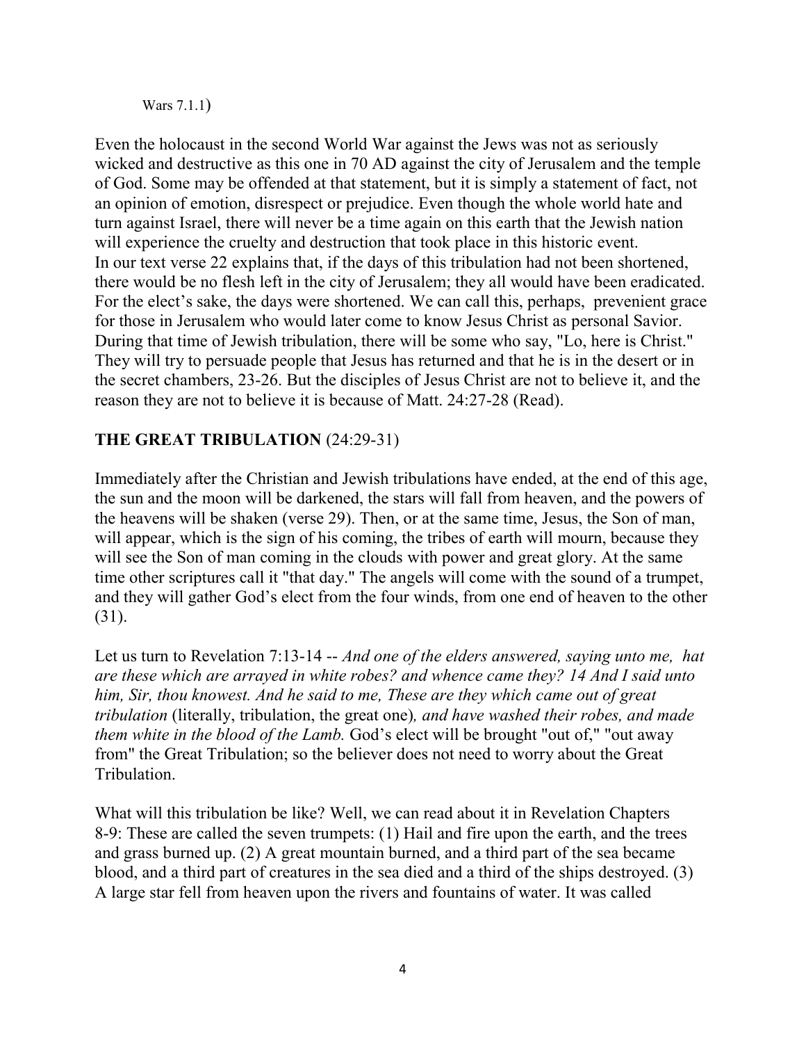Wars 7.1.1)

Even the holocaust in the second World War against the Jews was not as seriously wicked and destructive as this one in 70 AD against the city of Jerusalem and the temple of God. Some may be offended at that statement, but it is simply a statement of fact, not an opinion of emotion, disrespect or prejudice. Even though the whole world hate and turn against Israel, there will never be a time again on this earth that the Jewish nation will experience the cruelty and destruction that took place in this historic event.
In our text verse 22 explains that, if the days of this tribulation had not been shortened, there would be no flesh left in the city of Jerusalem; they all would have been eradicated. For the elect's sake, the days were shortened. We can call this, perhaps, prevenient grace for those in Jerusalem who would later come to know Jesus Christ as personal Savior. During that time of Jewish tribulation, there will be some who say, "Lo, here is Christ." They will try to persuade people that Jesus has returned and that he is in the desert or in the secret chambers, 23-26. But the disciples of Jesus Christ are not to believe it, and the reason they are not to believe it is because of Matt. 24:27-28 (Read).

**THE GREAT TRIBULATION** (24:29-31)

Immediately after the Christian and Jewish tribulations have ended, at the end of this age, the sun and the moon will be darkened, the stars will fall from heaven, and the powers of the heavens will be shaken (verse 29). Then, or at the same time, Jesus, the Son of man, will appear, which is the sign of his coming, the tribes of earth will mourn, because they will see the Son of man coming in the clouds with power and great glory. At the same time other scriptures call it "that day." The angels will come with the sound of a trumpet, and they will gather God's elect from the four winds, from one end of heaven to the other (31).

Let us turn to Revelation 7:13-14 -- *And one of the elders answered, saying unto me, hat are these which are arrayed in white robes? and whence came they? 14 And I said unto him, Sir, thou knowest. And he said to me, These are they which came out of great tribulation* (literally, tribulation, the great one)*, and have washed their robes, and made them white in the blood of the Lamb.* God's elect will be brought "out of," "out away from" the Great Tribulation; so the believer does not need to worry about the Great Tribulation.

What will this tribulation be like? Well, we can read about it in Revelation Chapters 8-9: These are called the seven trumpets: (1) Hail and fire upon the earth, and the trees and grass burned up. (2) A great mountain burned, and a third part of the sea became blood, and a third part of creatures in the sea died and a third of the ships destroyed. (3) A large star fell from heaven upon the rivers and fountains of water. It was called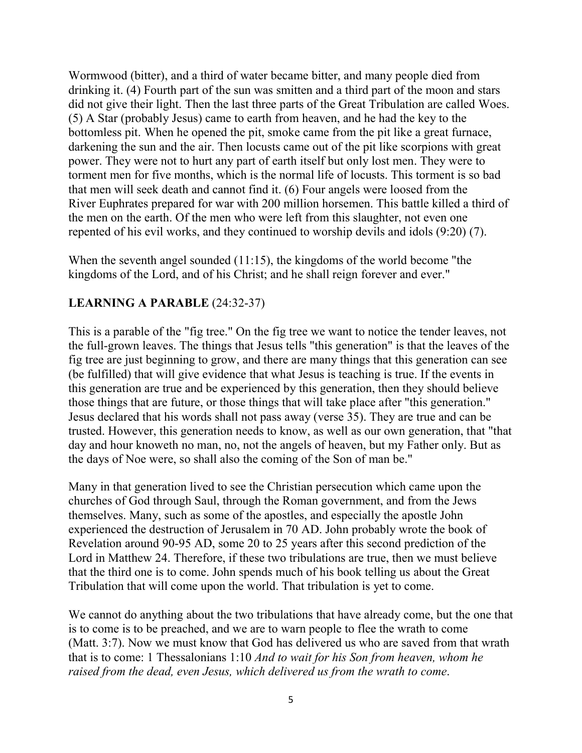Wormwood (bitter), and a third of water became bitter, and many people died from drinking it. (4) Fourth part of the sun was smitten and a third part of the moon and stars did not give their light. Then the last three parts of the Great Tribulation are called Woes. (5) A Star (probably Jesus) came to earth from heaven, and he had the key to the bottomless pit. When he opened the pit, smoke came from the pit like a great furnace, darkening the sun and the air. Then locusts came out of the pit like scorpions with great power. They were not to hurt any part of earth itself but only lost men. They were to torment men for five months, which is the normal life of locusts. This torment is so bad that men will seek death and cannot find it. (6) Four angels were loosed from the River Euphrates prepared for war with 200 million horsemen. This battle killed a third of the men on the earth. Of the men who were left from this slaughter, not even one repented of his evil works, and they continued to worship devils and idols (9:20) (7).

When the seventh angel sounded (11:15), the kingdoms of the world become "the kingdoms of the Lord, and of his Christ; and he shall reign forever and ever."

**LEARNING A PARABLE** (24:32-37)

This is a parable of the "fig tree." On the fig tree we want to notice the tender leaves, not the full-grown leaves. The things that Jesus tells "this generation" is that the leaves of the fig tree are just beginning to grow, and there are many things that this generation can see (be fulfilled) that will give evidence that what Jesus is teaching is true. If the events in this generation are true and be experienced by this generation, then they should believe those things that are future, or those things that will take place after "this generation." Jesus declared that his words shall not pass away (verse 35). They are true and can be trusted. However, this generation needs to know, as well as our own generation, that "that day and hour knoweth no man, no, not the angels of heaven, but my Father only. But as the days of Noe were, so shall also the coming of the Son of man be."

Many in that generation lived to see the Christian persecution which came upon the churches of God through Saul, through the Roman government, and from the Jews themselves. Many, such as some of the apostles, and especially the apostle John experienced the destruction of Jerusalem in 70 AD. John probably wrote the book of Revelation around 90-95 AD, some 20 to 25 years after this second prediction of the Lord in Matthew 24. Therefore, if these two tribulations are true, then we must believe that the third one is to come. John spends much of his book telling us about the Great Tribulation that will come upon the world. That tribulation is yet to come.

We cannot do anything about the two tribulations that have already come, but the one that is to come is to be preached, and we are to warn people to flee the wrath to come (Matt. 3:7). Now we must know that God has delivered us who are saved from that wrath that is to come: 1 Thessalonians 1:10 *And to wait for his Son from heaven, whom he raised from the dead, even Jesus, which delivered us from the wrath to come*.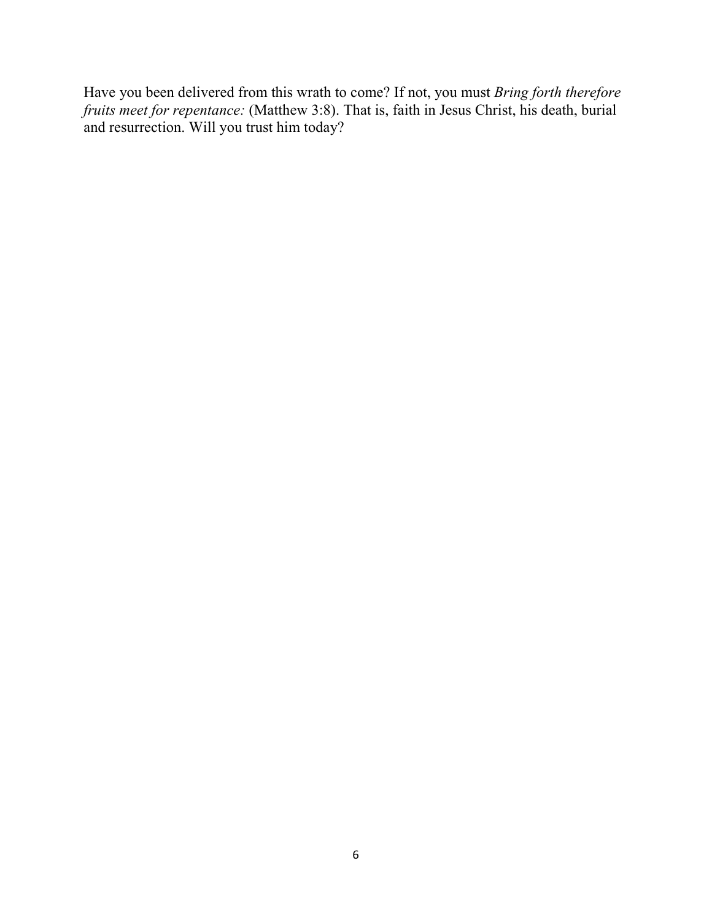Have you been delivered from this wrath to come? If not, you must *Bring forth therefore fruits meet for repentance:* (Matthew 3:8). That is, faith in Jesus Christ, his death, burial and resurrection. Will you trust him today?